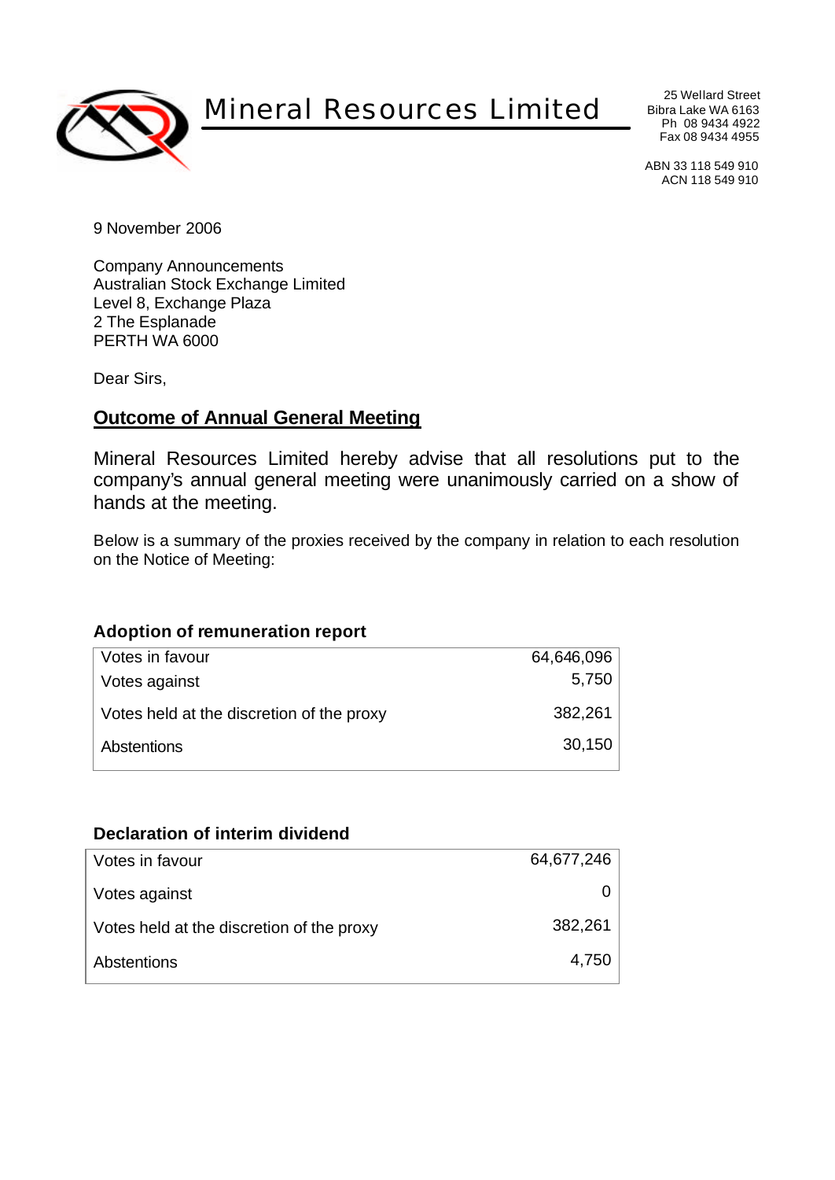# Mineral Resources Limited

25 Wellard Street
Bibra Lake WA 6163
Ph 08 9434 4922
Fax 08 9434 4955

ABN 33 118 549 910
ACN 118 549 910

9 November 2006

Company Announcements
Australian Stock Exchange Limited
Level 8, Exchange Plaza
2 The Esplanade
PERTH WA 6000

Dear Sirs,

## Outcome of Annual General Meeting

Mineral Resources Limited hereby advise that all resolutions put to the company's annual general meeting were unanimously carried on a show of hands at the meeting.

Below is a summary of the proxies received by the company in relation to each resolution on the Notice of Meeting:

### Adoption of remuneration report

| | |
|---|---|
| Votes in favour | 64,646,096 |
| Votes against | 5,750 |
| Votes held at the discretion of the proxy | 382,261 |
| Abstentions | 30,150 |

### Declaration of interim dividend

| | |
|---|---|
| Votes in favour | 64,677,246 |
| Votes against | 0 |
| Votes held at the discretion of the proxy | 382,261 |
| Abstentions | 4,750 |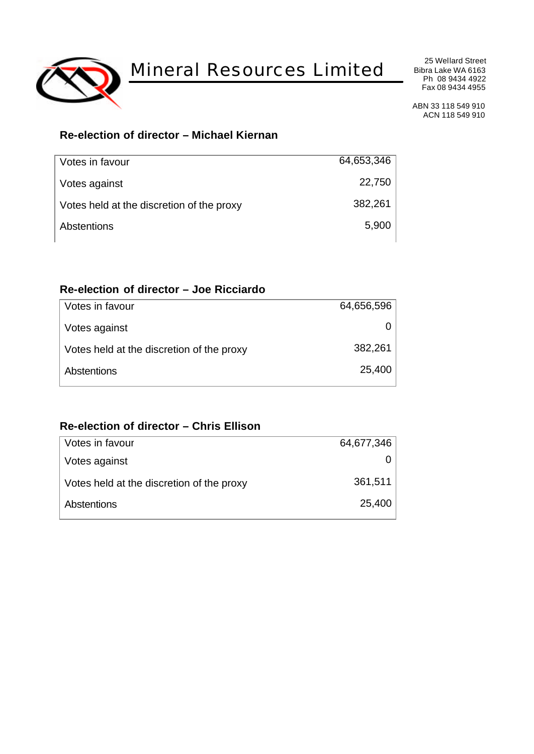# Mineral Resources Limited

25 Wellard Street
Bibra Lake WA 6163
Ph 08 9434 4922
Fax 08 9434 4955

ABN 33 118 549 910
ACN 118 549 910

## Re-election of director – Michael Kiernan

| | |
|---|---|
| Votes in favour | 64,653,346 |
| Votes against | 22,750 |
| Votes held at the discretion of the proxy | 382,261 |
| Abstentions | 5,900 |

## Re-election of director – Joe Ricciardo

| | |
|---|---|
| Votes in favour | 64,656,596 |
| Votes against | 0 |
| Votes held at the discretion of the proxy | 382,261 |
| Abstentions | 25,400 |

## Re-election of director – Chris Ellison

| | |
|---|---|
| Votes in favour | 64,677,346 |
| Votes against | 0 |
| Votes held at the discretion of the proxy | 361,511 |
| Abstentions | 25,400 |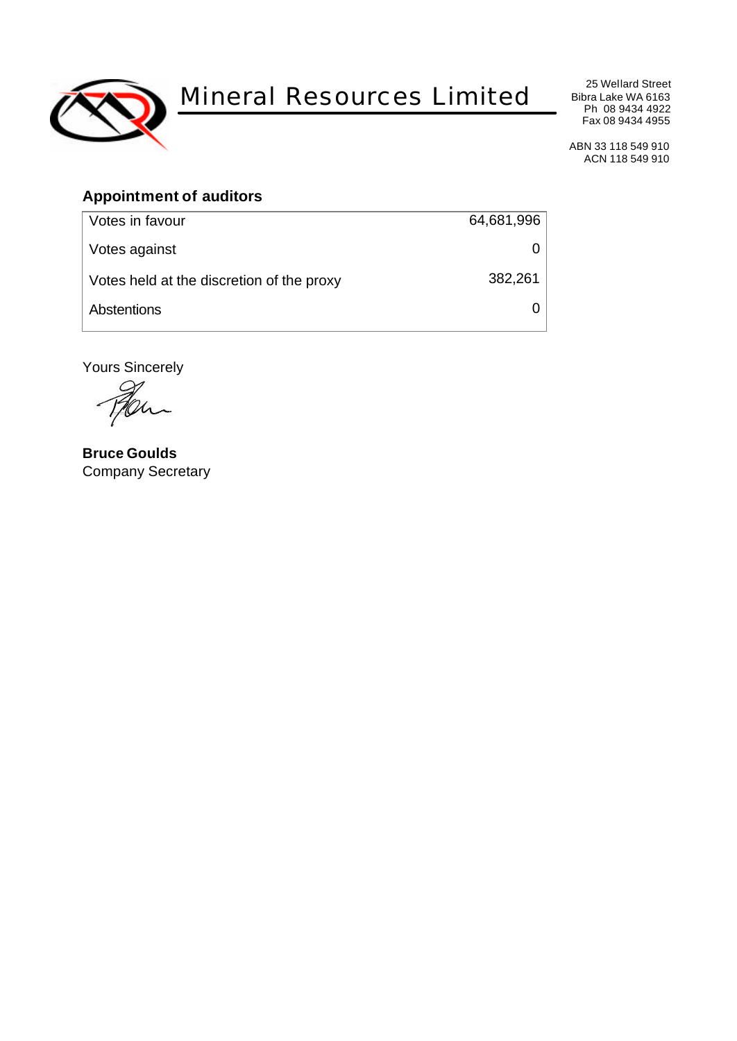# Mineral Resources Limited

25 Wellard Street
Bibra Lake WA 6163
Ph 08 9434 4922
Fax 08 9434 4955

ABN 33 118 549 910
ACN 118 549 910

## Appointment of auditors

| | |
|---|---|
| Votes in favour | 64,681,996 |
| Votes against | 0 |
| Votes held at the discretion of the proxy | 382,261 |
| Abstentions | 0 |

Yours Sincerely

**Bruce Goulds**
Company Secretary